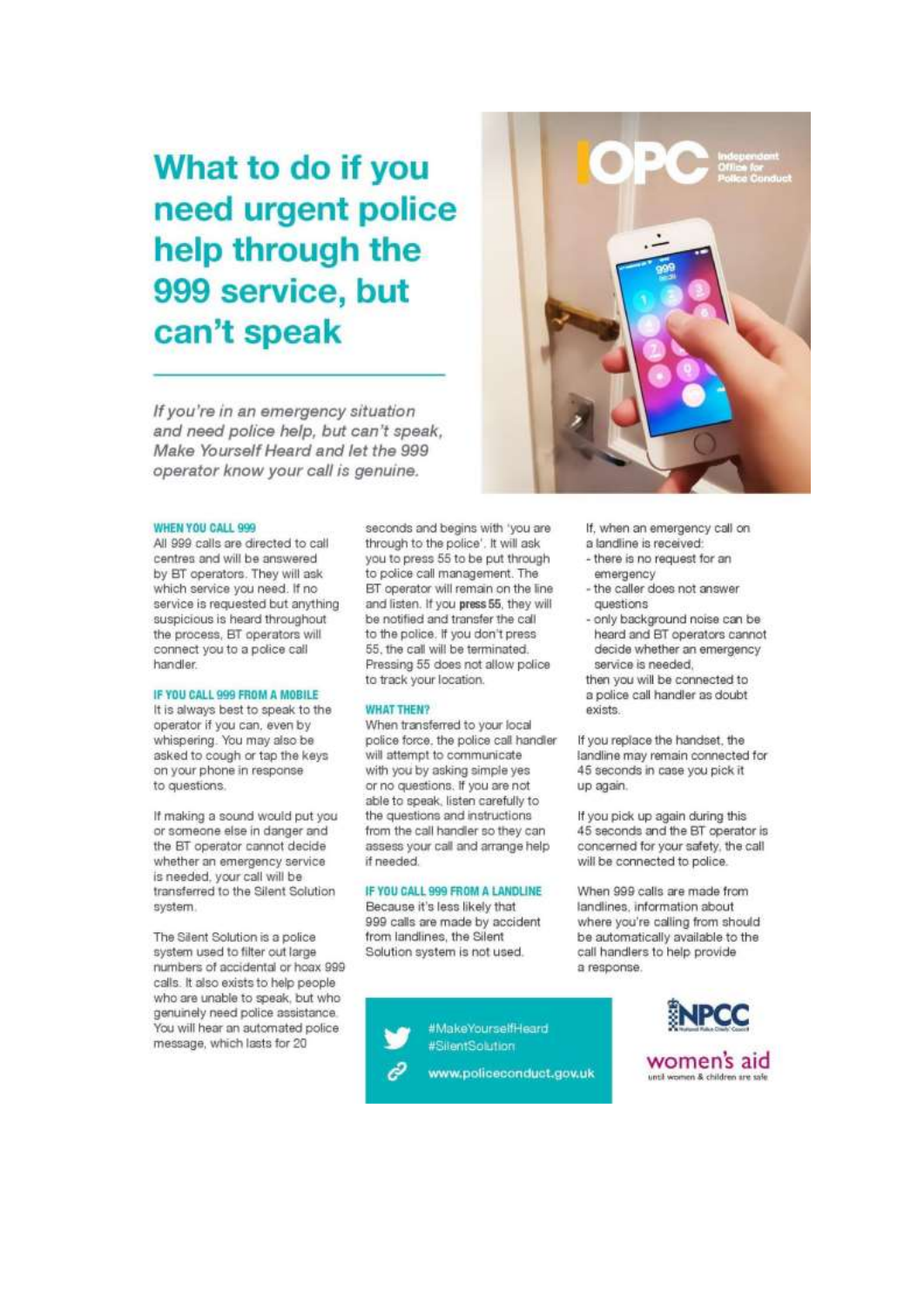# What to do if you need urgent police help through the 999 service, but can't speak

*If you're in an emergency situation and need police help, but can't speak, Make Yourself Heard and let the 999 operator know your call is genuine.*

### WHEN YOU CALL 999

All 999 calls are directed to call centres and will be answered by BT operators. They will ask which service you need. If no service is requested but anything suspicious is heard throughout the process, BT operators will connect you to a police call handler.

### IF YOU CALL 999 FROM A MOBILE

It is always best to speak to the operator if you can, even by whispering. You may also be asked to cough or tap the keys on your phone in response to questions.

If making a sound would put you or someone else in danger and the BT operator cannot decide whether an emergency service is needed, your call will be transferred to the Silent Solution system.

The Silent Solution is a police system used to filter out large numbers of accidental or hoax 999 calls. It also exists to help people who are unable to speak, but who genuinely need police assistance. You will hear an automated police message, which lasts for 20 seconds and begins with 'you are through to the police'. It will ask you to press 55 to be put through to police call management. The BT operator will remain on the line and listen. If you **press 55**, they will be notified and transfer the call to the police. If you don't press 55, the call will be terminated. Pressing 55 does not allow police to track your location.

### WHAT THEN?

When transferred to your local police force, the police call handler will attempt to communicate with you by asking simple yes or no questions. If you are not able to speak, listen carefully to the questions and instructions from the call handler so they can assess your call and arrange help if needed.

### IF YOU CALL 999 FROM A LANDLINE

Because it's less likely that 999 calls are made by accident from landlines, the Silent Solution system is not used.

If, when an emergency call on a landline is received:

- there is no request for an emergency
- the caller does not answer questions
- only background noise can be heard and BT operators cannot decide whether an emergency service is needed,

then you will be connected to a police call handler as doubt exists.

If you replace the handset, the landline may remain connected for 45 seconds in case you pick it up again.

If you pick up again during this 45 seconds and the BT operator is concerned for your safety, the call will be connected to police.

When 999 calls are made from landlines, information about where you're calling from should be automatically available to the call handlers to help provide a response.

#MakeYourselfHeard
#SilentSolution
www.policeconduct.gov.uk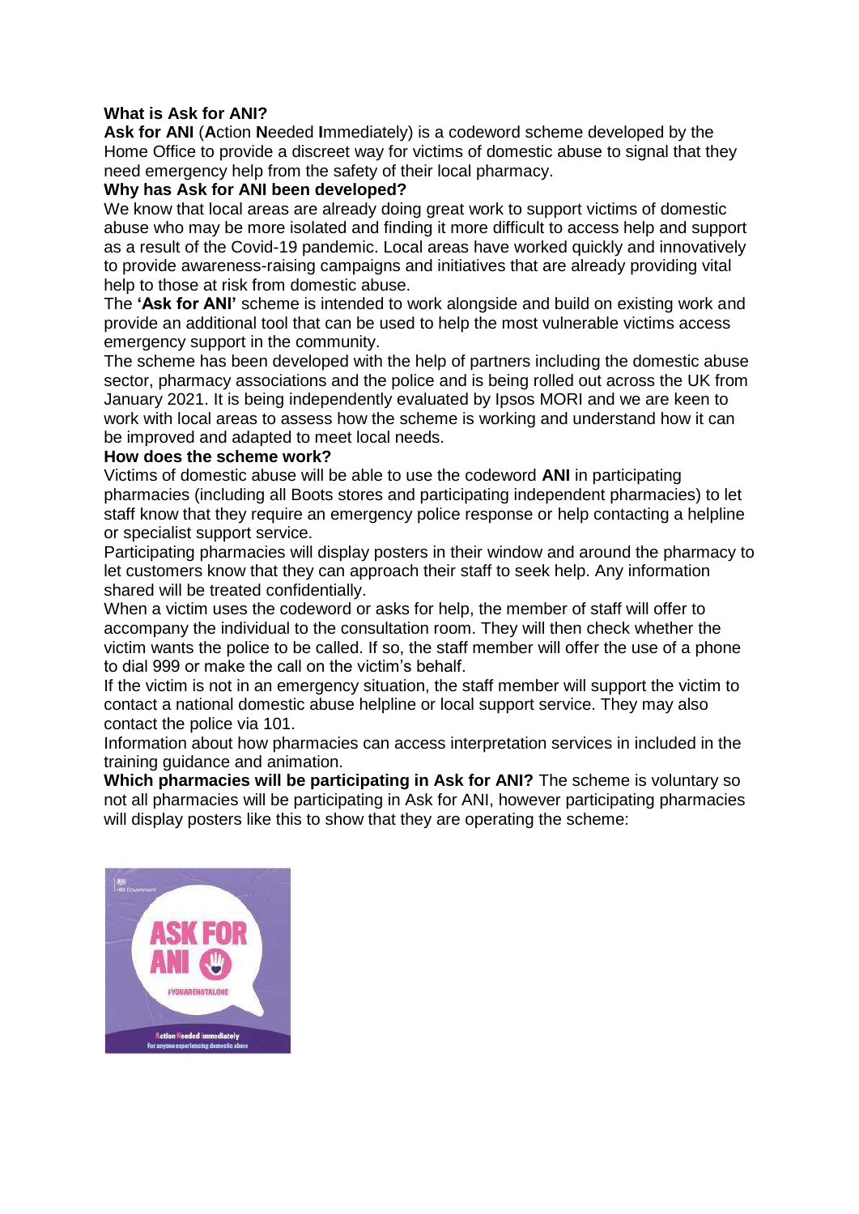**What is Ask for ANI?**

**Ask for ANI** (**A**ction **N**eeded **I**mmediately) is a codeword scheme developed by the Home Office to provide a discreet way for victims of domestic abuse to signal that they need emergency help from the safety of their local pharmacy.

**Why has Ask for ANI been developed?**

We know that local areas are already doing great work to support victims of domestic abuse who may be more isolated and finding it more difficult to access help and support as a result of the Covid-19 pandemic. Local areas have worked quickly and innovatively to provide awareness-raising campaigns and initiatives that are already providing vital help to those at risk from domestic abuse.

The **'Ask for ANI'** scheme is intended to work alongside and build on existing work and provide an additional tool that can be used to help the most vulnerable victims access emergency support in the community.

The scheme has been developed with the help of partners including the domestic abuse sector, pharmacy associations and the police and is being rolled out across the UK from January 2021. It is being independently evaluated by Ipsos MORI and we are keen to work with local areas to assess how the scheme is working and understand how it can be improved and adapted to meet local needs.

**How does the scheme work?**

Victims of domestic abuse will be able to use the codeword **ANI** in participating pharmacies (including all Boots stores and participating independent pharmacies) to let staff know that they require an emergency police response or help contacting a helpline or specialist support service.

Participating pharmacies will display posters in their window and around the pharmacy to let customers know that they can approach their staff to seek help. Any information shared will be treated confidentially.

When a victim uses the codeword or asks for help, the member of staff will offer to accompany the individual to the consultation room. They will then check whether the victim wants the police to be called. If so, the staff member will offer the use of a phone to dial 999 or make the call on the victim's behalf.

If the victim is not in an emergency situation, the staff member will support the victim to contact a national domestic abuse helpline or local support service. They may also contact the police via 101.

Information about how pharmacies can access interpretation services in included in the training guidance and animation.

**Which pharmacies will be participating in Ask for ANI?** The scheme is voluntary so not all pharmacies will be participating in Ask for ANI, however participating pharmacies will display posters like this to show that they are operating the scheme: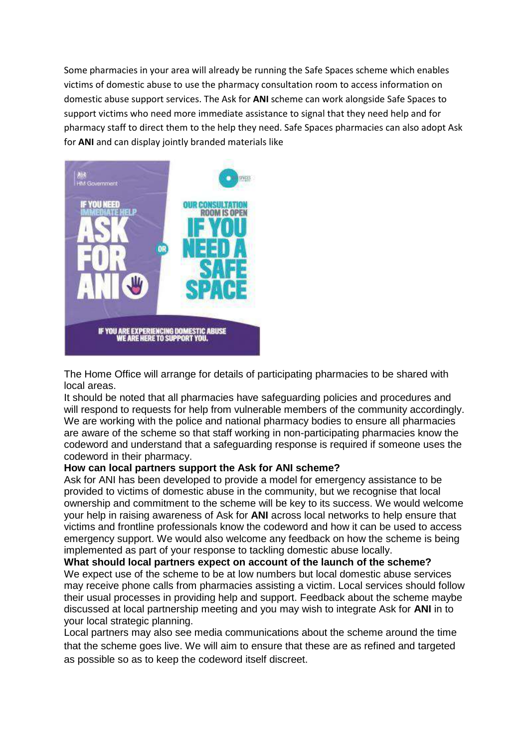Some pharmacies in your area will already be running the Safe Spaces scheme which enables victims of domestic abuse to use the pharmacy consultation room to access information on domestic abuse support services. The Ask for **ANI** scheme can work alongside Safe Spaces to support victims who need more immediate assistance to signal that they need help and for pharmacy staff to direct them to the help they need. Safe Spaces pharmacies can also adopt Ask for **ANI** and can display jointly branded materials like

The Home Office will arrange for details of participating pharmacies to be shared with local areas.

It should be noted that all pharmacies have safeguarding policies and procedures and will respond to requests for help from vulnerable members of the community accordingly. We are working with the police and national pharmacy bodies to ensure all pharmacies are aware of the scheme so that staff working in non-participating pharmacies know the codeword and understand that a safeguarding response is required if someone uses the codeword in their pharmacy.

**How can local partners support the Ask for ANI scheme?**

Ask for ANI has been developed to provide a model for emergency assistance to be provided to victims of domestic abuse in the community, but we recognise that local ownership and commitment to the scheme will be key to its success. We would welcome your help in raising awareness of Ask for **ANI** across local networks to help ensure that victims and frontline professionals know the codeword and how it can be used to access emergency support. We would also welcome any feedback on how the scheme is being implemented as part of your response to tackling domestic abuse locally.

**What should local partners expect on account of the launch of the scheme?**

We expect use of the scheme to be at low numbers but local domestic abuse services may receive phone calls from pharmacies assisting a victim. Local services should follow their usual processes in providing help and support. Feedback about the scheme maybe discussed at local partnership meeting and you may wish to integrate Ask for **ANI** in to your local strategic planning.

Local partners may also see media communications about the scheme around the time that the scheme goes live. We will aim to ensure that these are as refined and targeted as possible so as to keep the codeword itself discreet.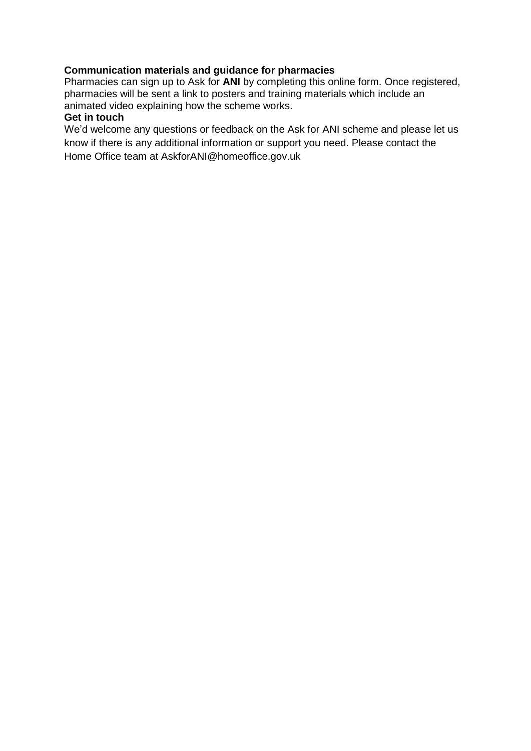**Communication materials and guidance for pharmacies**

Pharmacies can sign up to Ask for **ANI** by completing this online form. Once registered, pharmacies will be sent a link to posters and training materials which include an animated video explaining how the scheme works.

**Get in touch**

We'd welcome any questions or feedback on the Ask for ANI scheme and please let us know if there is any additional information or support you need. Please contact the Home Office team at AskforANI@homeoffice.gov.uk